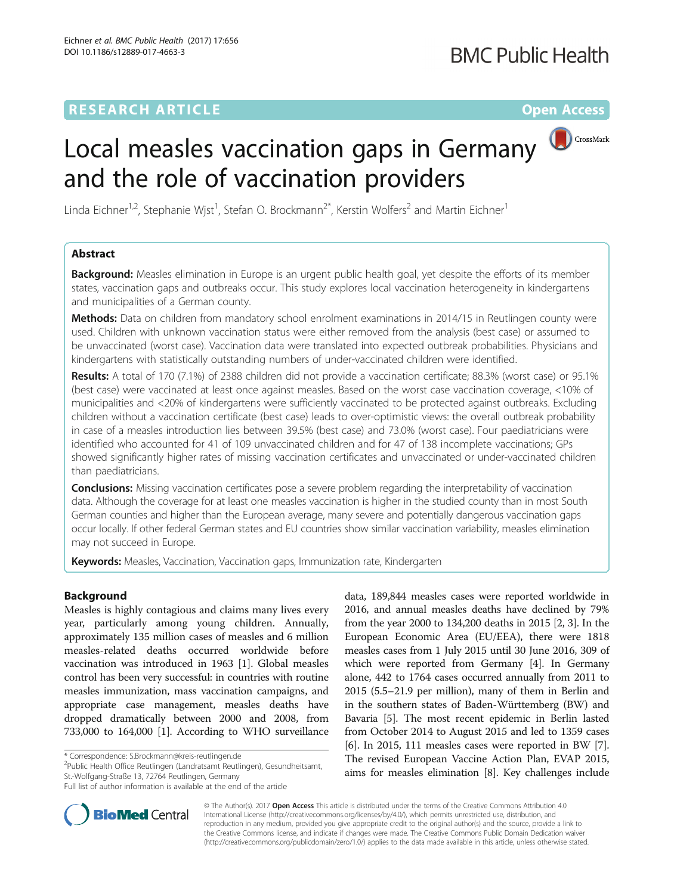RESEARCH ARTICLE

Open Access

# Local measles vaccination gaps in Germany and the role of vaccination providers

Linda Eichner[1,2], Stephanie Wjst[1], Stefan O. Brockmann[2*], Kerstin Wolfers[2] and Martin Eichner[1]

## Abstract

**Background:** Measles elimination in Europe is an urgent public health goal, yet despite the efforts of its member states, vaccination gaps and outbreaks occur. This study explores local vaccination heterogeneity in kindergartens and municipalities of a German county.

**Methods:** Data on children from mandatory school enrolment examinations in 2014/15 in Reutlingen county were used. Children with unknown vaccination status were either removed from the analysis (best case) or assumed to be unvaccinated (worst case). Vaccination data were translated into expected outbreak probabilities. Physicians and kindergartens with statistically outstanding numbers of under-vaccinated children were identified.

**Results:** A total of 170 (7.1%) of 2388 children did not provide a vaccination certificate; 88.3% (worst case) or 95.1% (best case) were vaccinated at least once against measles. Based on the worst case vaccination coverage, <10% of municipalities and <20% of kindergartens were sufficiently vaccinated to be protected against outbreaks. Excluding children without a vaccination certificate (best case) leads to over-optimistic views: the overall outbreak probability in case of a measles introduction lies between 39.5% (best case) and 73.0% (worst case). Four paediatricians were identified who accounted for 41 of 109 unvaccinated children and for 47 of 138 incomplete vaccinations; GPs showed significantly higher rates of missing vaccination certificates and unvaccinated or under-vaccinated children than paediatricians.

**Conclusions:** Missing vaccination certificates pose a severe problem regarding the interpretability of vaccination data. Although the coverage for at least one measles vaccination is higher in the studied county than in most South German counties and higher than the European average, many severe and potentially dangerous vaccination gaps occur locally. If other federal German states and EU countries show similar vaccination variability, measles elimination may not succeed in Europe.

**Keywords:** Measles, Vaccination, Vaccination gaps, Immunization rate, Kindergarten

## Background

Measles is highly contagious and claims many lives every year, particularly among young children. Annually, approximately 135 million cases of measles and 6 million measles-related deaths occurred worldwide before vaccination was introduced in 1963 [1]. Global measles control has been very successful: in countries with routine measles immunization, mass vaccination campaigns, and appropriate case management, measles deaths have dropped dramatically between 2000 and 2008, from 733,000 to 164,000 [1]. According to WHO surveillance data, 189,844 measles cases were reported worldwide in 2016, and annual measles deaths have declined by 79% from the year 2000 to 134,200 deaths in 2015 [2, 3]. In the European Economic Area (EU/EEA), there were 1818 measles cases from 1 July 2015 until 30 June 2016, 309 of which were reported from Germany [4]. In Germany alone, 442 to 1764 cases occurred annually from 2011 to 2015 (5.5–21.9 per million), many of them in Berlin and in the southern states of Baden-Württemberg (BW) and Bavaria [5]. The most recent epidemic in Berlin lasted from October 2014 to August 2015 and led to 1359 cases [6]. In 2015, 111 measles cases were reported in BW [7]. The revised European Vaccine Action Plan, EVAP 2015, aims for measles elimination [8]. Key challenges include

\* Correspondence: S.Brockmann@kreis-reutlingen.de
[2]Public Health Office Reutlingen (Landratsamt Reutlingen), Gesundheitsamt, St.-Wolfgang-Straße 13, 72764 Reutlingen, Germany
Full list of author information is available at the end of the article

© The Author(s). 2017 **Open Access** This article is distributed under the terms of the Creative Commons Attribution 4.0 International License (http://creativecommons.org/licenses/by/4.0/), which permits unrestricted use, distribution, and reproduction in any medium, provided you give appropriate credit to the original author(s) and the source, provide a link to the Creative Commons license, and indicate if changes were made. The Creative Commons Public Domain Dedication waiver (http://creativecommons.org/publicdomain/zero/1.0/) applies to the data made available in this article, unless otherwise stated.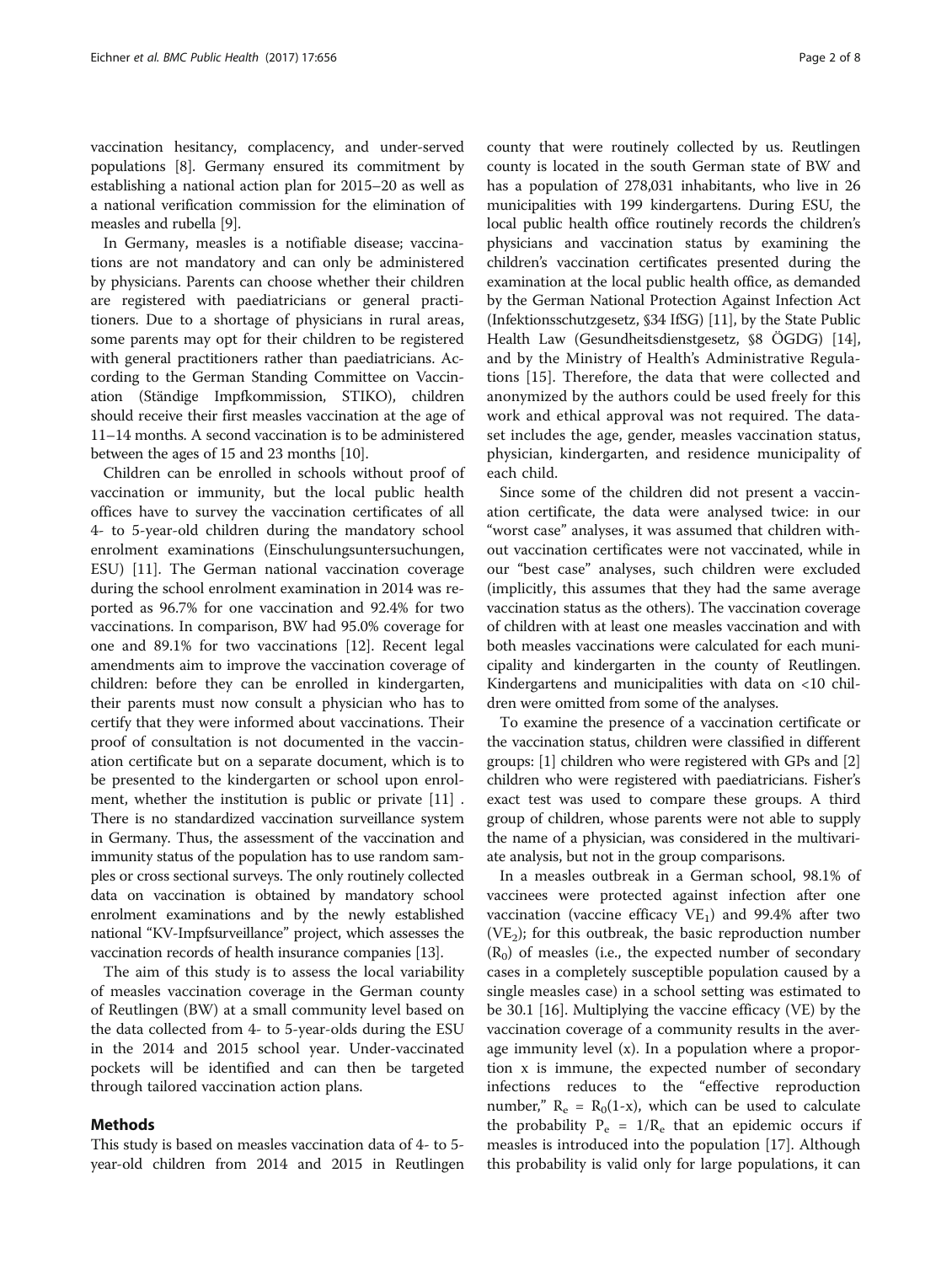vaccination hesitancy, complacency, and under-served populations [8]. Germany ensured its commitment by establishing a national action plan for 2015–20 as well as a national verification commission for the elimination of measles and rubella [9].

In Germany, measles is a notifiable disease; vaccinations are not mandatory and can only be administered by physicians. Parents can choose whether their children are registered with paediatricians or general practitioners. Due to a shortage of physicians in rural areas, some parents may opt for their children to be registered with general practitioners rather than paediatricians. According to the German Standing Committee on Vaccination (Ständige Impfkommission, STIKO), children should receive their first measles vaccination at the age of 11–14 months. A second vaccination is to be administered between the ages of 15 and 23 months [10].

Children can be enrolled in schools without proof of vaccination or immunity, but the local public health offices have to survey the vaccination certificates of all 4- to 5-year-old children during the mandatory school enrolment examinations (Einschulungsuntersuchungen, ESU) [11]. The German national vaccination coverage during the school enrolment examination in 2014 was reported as 96.7% for one vaccination and 92.4% for two vaccinations. In comparison, BW had 95.0% coverage for one and 89.1% for two vaccinations [12]. Recent legal amendments aim to improve the vaccination coverage of children: before they can be enrolled in kindergarten, their parents must now consult a physician who has to certify that they were informed about vaccinations. Their proof of consultation is not documented in the vaccination certificate but on a separate document, which is to be presented to the kindergarten or school upon enrolment, whether the institution is public or private [11] . There is no standardized vaccination surveillance system in Germany. Thus, the assessment of the vaccination and immunity status of the population has to use random samples or cross sectional surveys. The only routinely collected data on vaccination is obtained by mandatory school enrolment examinations and by the newly established national "KV-Impfsurveillance" project, which assesses the vaccination records of health insurance companies [13].

The aim of this study is to assess the local variability of measles vaccination coverage in the German county of Reutlingen (BW) at a small community level based on the data collected from 4- to 5-year-olds during the ESU in the 2014 and 2015 school year. Under-vaccinated pockets will be identified and can then be targeted through tailored vaccination action plans.

## Methods

This study is based on measles vaccination data of 4- to 5-year-old children from 2014 and 2015 in Reutlingen county that were routinely collected by us. Reutlingen county is located in the south German state of BW and has a population of 278,031 inhabitants, who live in 26 municipalities with 199 kindergartens. During ESU, the local public health office routinely records the children's physicians and vaccination status by examining the children's vaccination certificates presented during the examination at the local public health office, as demanded by the German National Protection Against Infection Act (Infektionsschutzgesetz, §34 IfSG) [11], by the State Public Health Law (Gesundheitsdienstgesetz, §8 ÖGDG) [14], and by the Ministry of Health's Administrative Regulations [15]. Therefore, the data that were collected and anonymized by the authors could be used freely for this work and ethical approval was not required. The dataset includes the age, gender, measles vaccination status, physician, kindergarten, and residence municipality of each child.

Since some of the children did not present a vaccination certificate, the data were analysed twice: in our "worst case" analyses, it was assumed that children without vaccination certificates were not vaccinated, while in our "best case" analyses, such children were excluded (implicitly, this assumes that they had the same average vaccination status as the others). The vaccination coverage of children with at least one measles vaccination and with both measles vaccinations were calculated for each municipality and kindergarten in the county of Reutlingen. Kindergartens and municipalities with data on <10 children were omitted from some of the analyses.

To examine the presence of a vaccination certificate or the vaccination status, children were classified in different groups: [1] children who were registered with GPs and [2] children who were registered with paediatricians. Fisher's exact test was used to compare these groups. A third group of children, whose parents were not able to supply the name of a physician, was considered in the multivariate analysis, but not in the group comparisons.

In a measles outbreak in a German school, 98.1% of vaccinees were protected against infection after one vaccination (vaccine efficacy $VE_1$) and 99.4% after two ($VE_2$); for this outbreak, the basic reproduction number ($R_0$) of measles (i.e., the expected number of secondary cases in a completely susceptible population caused by a single measles case) in a school setting was estimated to be 30.1 [16]. Multiplying the vaccine efficacy (VE) by the vaccination coverage of a community results in the average immunity level (x). In a population where a proportion x is immune, the expected number of secondary infections reduces to the "effective reproduction number," $R_e = R_0(1\text{-}x)$, which can be used to calculate the probability $P_e = 1/R_e$ that an epidemic occurs if measles is introduced into the population [17]. Although this probability is valid only for large populations, it can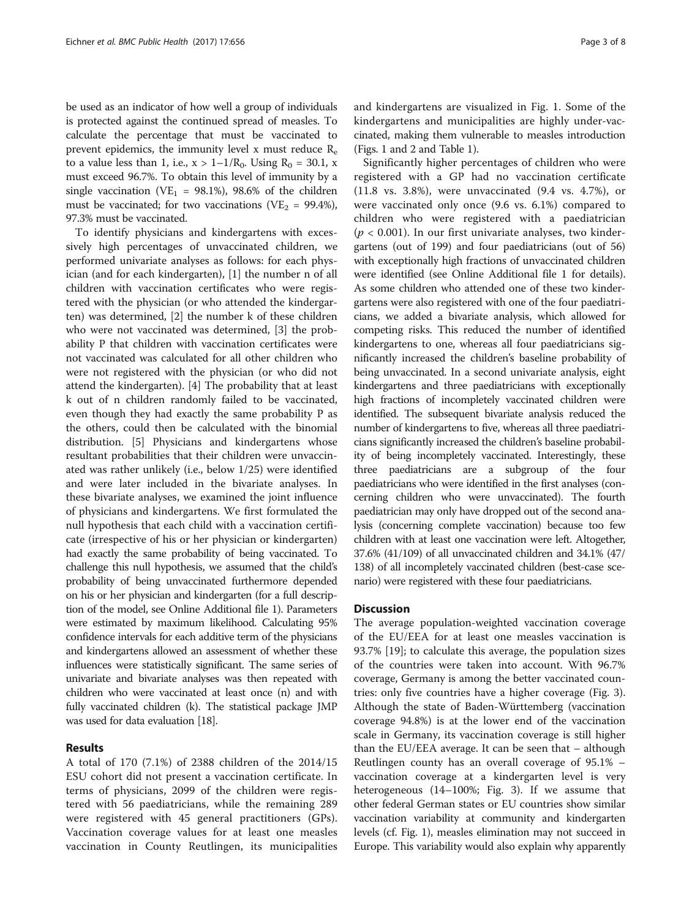be used as an indicator of how well a group of individuals is protected against the continued spread of measles. To calculate the percentage that must be vaccinated to prevent epidemics, the immunity level x must reduce $R_e$ to a value less than 1, i.e., $x > 1-1/R_0$. Using $R_0 = 30.1$, x must exceed 96.7%. To obtain this level of immunity by a single vaccination ($VE_1 = 98.1\%$), 98.6% of the children must be vaccinated; for two vaccinations ($VE_2 = 99.4\%$), 97.3% must be vaccinated.

To identify physicians and kindergartens with excessively high percentages of unvaccinated children, we performed univariate analyses as follows: for each physician (and for each kindergarten), [1] the number n of all children with vaccination certificates who were registered with the physician (or who attended the kindergarten) was determined, [2] the number k of these children who were not vaccinated was determined, [3] the probability P that children with vaccination certificates were not vaccinated was calculated for all other children who were not registered with the physician (or who did not attend the kindergarten). [4] The probability that at least k out of n children randomly failed to be vaccinated, even though they had exactly the same probability P as the others, could then be calculated with the binomial distribution. [5] Physicians and kindergartens whose resultant probabilities that their children were unvaccinated was rather unlikely (i.e., below 1/25) were identified and were later included in the bivariate analyses. In these bivariate analyses, we examined the joint influence of physicians and kindergartens. We first formulated the null hypothesis that each child with a vaccination certificate (irrespective of his or her physician or kindergarten) had exactly the same probability of being vaccinated. To challenge this null hypothesis, we assumed that the child's probability of being unvaccinated furthermore depended on his or her physician and kindergarten (for a full description of the model, see Online Additional file 1). Parameters were estimated by maximum likelihood. Calculating 95% confidence intervals for each additive term of the physicians and kindergartens allowed an assessment of whether these influences were statistically significant. The same series of univariate and bivariate analyses was then repeated with children who were vaccinated at least once (n) and with fully vaccinated children (k). The statistical package JMP was used for data evaluation [18].

## Results

A total of 170 (7.1%) of 2388 children of the 2014/15 ESU cohort did not present a vaccination certificate. In terms of physicians, 2099 of the children were registered with 56 paediatricians, while the remaining 289 were registered with 45 general practitioners (GPs). Vaccination coverage values for at least one measles vaccination in County Reutlingen, its municipalities and kindergartens are visualized in Fig. 1. Some of the kindergartens and municipalities are highly under-vaccinated, making them vulnerable to measles introduction (Figs. 1 and 2 and Table 1).

Significantly higher percentages of children who were registered with a GP had no vaccination certificate (11.8 vs. 3.8%), were unvaccinated (9.4 vs. 4.7%), or were vaccinated only once (9.6 vs. 6.1%) compared to children who were registered with a paediatrician ($p < 0.001$). In our first univariate analyses, two kindergartens (out of 199) and four paediatricians (out of 56) with exceptionally high fractions of unvaccinated children were identified (see Online Additional file 1 for details). As some children who attended one of these two kindergartens were also registered with one of the four paediatricians, we added a bivariate analysis, which allowed for competing risks. This reduced the number of identified kindergartens to one, whereas all four paediatricians significantly increased the children's baseline probability of being unvaccinated. In a second univariate analysis, eight kindergartens and three paediatricians with exceptionally high fractions of incompletely vaccinated children were identified. The subsequent bivariate analysis reduced the number of kindergartens to five, whereas all three paediatricians significantly increased the children's baseline probability of being incompletely vaccinated. Interestingly, these three paediatricians are a subgroup of the four paediatricians who were identified in the first analyses (concerning children who were unvaccinated). The fourth paediatrician may only have dropped out of the second analysis (concerning complete vaccination) because too few children with at least one vaccination were left. Altogether, 37.6% (41/109) of all unvaccinated children and 34.1% (47/138) of all incompletely vaccinated children (best-case scenario) were registered with these four paediatricians.

## Discussion

The average population-weighted vaccination coverage of the EU/EEA for at least one measles vaccination is 93.7% [19]; to calculate this average, the population sizes of the countries were taken into account. With 96.7% coverage, Germany is among the better vaccinated countries: only five countries have a higher coverage (Fig. 3). Although the state of Baden-Württemberg (vaccination coverage 94.8%) is at the lower end of the vaccination scale in Germany, its vaccination coverage is still higher than the EU/EEA average. It can be seen that – although Reutlingen county has an overall coverage of 95.1% – vaccination coverage at a kindergarten level is very heterogeneous (14–100%; Fig. 3). If we assume that other federal German states or EU countries show similar vaccination variability at community and kindergarten levels (cf. Fig. 1), measles elimination may not succeed in Europe. This variability would also explain why apparently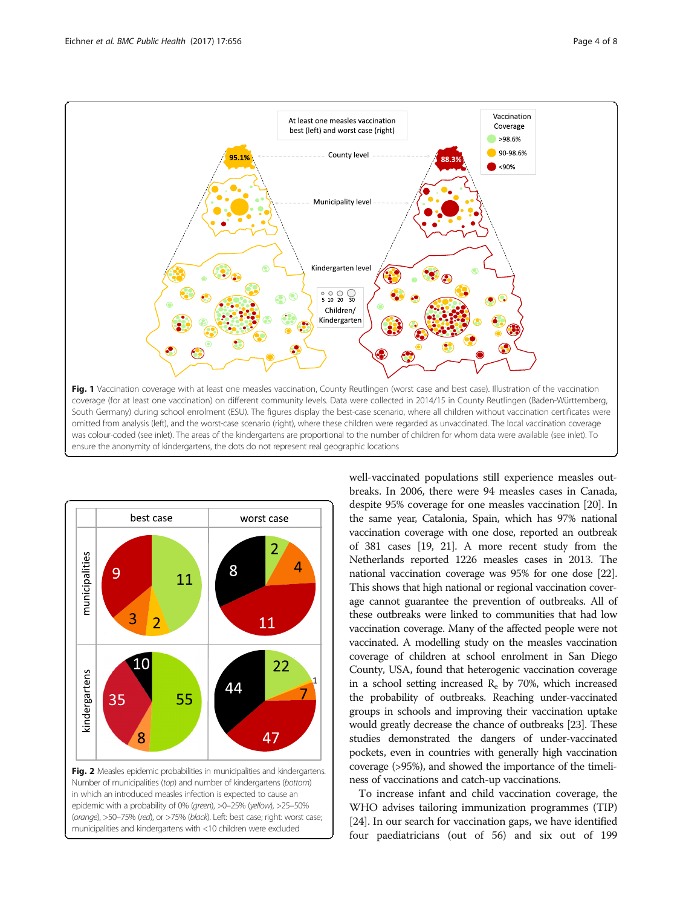**Fig. 1** Vaccination coverage with at least one measles vaccination, County Reutlingen (worst case and best case). Illustration of the vaccination coverage (for at least one vaccination) on different community levels. Data were collected in 2014/15 in County Reutlingen (Baden-Württemberg, South Germany) during school enrolment (ESU). The figures display the best-case scenario, where all children without vaccination certificates were omitted from analysis (left), and the worst-case scenario (right), where these children were regarded as unvaccinated. The local vaccination coverage was colour-coded (see inlet). The areas of the kindergartens are proportional to the number of children for whom data were available (see inlet). To ensure the anonymity of kindergartens, the dots do not represent real geographic locations

**Fig. 2** Measles epidemic probabilities in municipalities and kindergartens. Number of municipalities (*top*) and number of kindergartens (*bottom*) in which an introduced measles infection is expected to cause an epidemic with a probability of 0% (*green*), >0–25% (*yellow*), >25–50% (*orange*), >50–75% (*red*), or >75% (*black*). Left: best case; right: worst case; municipalities and kindergartens with <10 children were excluded

well-vaccinated populations still experience measles outbreaks. In 2006, there were 94 measles cases in Canada, despite 95% coverage for one measles vaccination [20]. In the same year, Catalonia, Spain, which has 97% national vaccination coverage with one dose, reported an outbreak of 381 cases [19, 21]. A more recent study from the Netherlands reported 1226 measles cases in 2013. The national vaccination coverage was 95% for one dose [22]. This shows that high national or regional vaccination coverage cannot guarantee the prevention of outbreaks. All of these outbreaks were linked to communities that had low vaccination coverage. Many of the affected people were not vaccinated. A modelling study on the measles vaccination coverage of children at school enrolment in San Diego County, USA, found that heterogenic vaccination coverage in a school setting increased $R_e$ by 70%, which increased the probability of outbreaks. Reaching under-vaccinated groups in schools and improving their vaccination uptake would greatly decrease the chance of outbreaks [23]. These studies demonstrated the dangers of under-vaccinated pockets, even in countries with generally high vaccination coverage (>95%), and showed the importance of the timeliness of vaccinations and catch-up vaccinations.

To increase infant and child vaccination coverage, the WHO advises tailoring immunization programmes (TIP) [24]. In our search for vaccination gaps, we have identified four paediatricians (out of 56) and six out of 199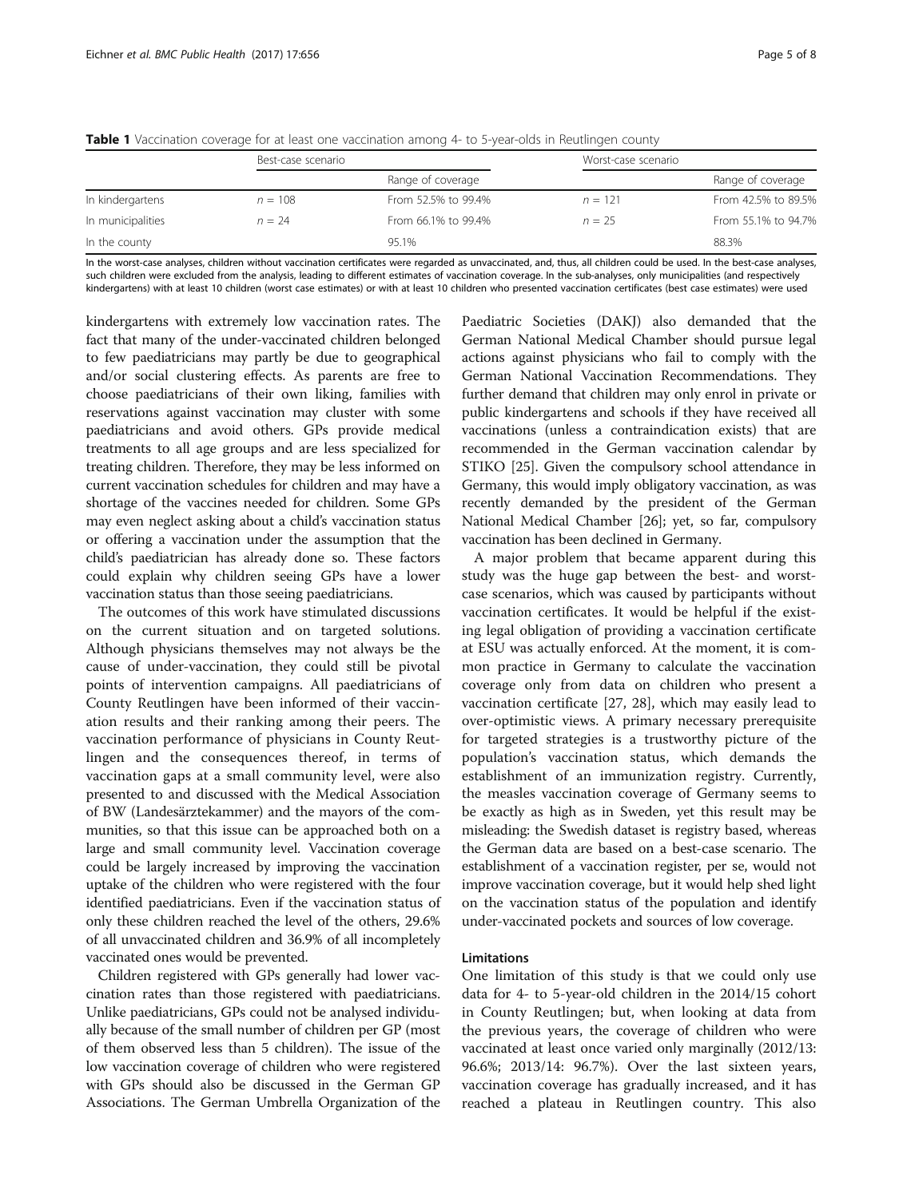**Table 1** Vaccination coverage for at least one vaccination among 4- to 5-year-olds in Reutlingen county

| | Best-case scenario | | Worst-case scenario | |
|---|---|---|---|---|
| | | Range of coverage | | Range of coverage |
| In kindergartens | $n = 108$ | From 52.5% to 99.4% | $n = 121$ | From 42.5% to 89.5% |
| In municipalities | $n = 24$ | From 66.1% to 99.4% | $n = 25$ | From 55.1% to 94.7% |
| In the county | | 95.1% | | 88.3% |

In the worst-case analyses, children without vaccination certificates were regarded as unvaccinated, and, thus, all children could be used. In the best-case analyses, such children were excluded from the analysis, leading to different estimates of vaccination coverage. In the sub-analyses, only municipalities (and respectively kindergartens) with at least 10 children (worst case estimates) or with at least 10 children who presented vaccination certificates (best case estimates) were used

kindergartens with extremely low vaccination rates. The fact that many of the under-vaccinated children belonged to few paediatricians may partly be due to geographical and/or social clustering effects. As parents are free to choose paediatricians of their own liking, families with reservations against vaccination may cluster with some paediatricians and avoid others. GPs provide medical treatments to all age groups and are less specialized for treating children. Therefore, they may be less informed on current vaccination schedules for children and may have a shortage of the vaccines needed for children. Some GPs may even neglect asking about a child's vaccination status or offering a vaccination under the assumption that the child's paediatrician has already done so. These factors could explain why children seeing GPs have a lower vaccination status than those seeing paediatricians.

The outcomes of this work have stimulated discussions on the current situation and on targeted solutions. Although physicians themselves may not always be the cause of under-vaccination, they could still be pivotal points of intervention campaigns. All paediatricians of County Reutlingen have been informed of their vaccination results and their ranking among their peers. The vaccination performance of physicians in County Reutlingen and the consequences thereof, in terms of vaccination gaps at a small community level, were also presented to and discussed with the Medical Association of BW (Landesärztekammer) and the mayors of the communities, so that this issue can be approached both on a large and small community level. Vaccination coverage could be largely increased by improving the vaccination uptake of the children who were registered with the four identified paediatricians. Even if the vaccination status of only these children reached the level of the others, 29.6% of all unvaccinated children and 36.9% of all incompletely vaccinated ones would be prevented.

Children registered with GPs generally had lower vaccination rates than those registered with paediatricians. Unlike paediatricians, GPs could not be analysed individually because of the small number of children per GP (most of them observed less than 5 children). The issue of the low vaccination coverage of children who were registered with GPs should also be discussed in the German GP Associations. The German Umbrella Organization of the Paediatric Societies (DAKJ) also demanded that the German National Medical Chamber should pursue legal actions against physicians who fail to comply with the German National Vaccination Recommendations. They further demand that children may only enrol in private or public kindergartens and schools if they have received all vaccinations (unless a contraindication exists) that are recommended in the German vaccination calendar by STIKO [25]. Given the compulsory school attendance in Germany, this would imply obligatory vaccination, as was recently demanded by the president of the German National Medical Chamber [26]; yet, so far, compulsory vaccination has been declined in Germany.

A major problem that became apparent during this study was the huge gap between the best- and worst-case scenarios, which was caused by participants without vaccination certificates. It would be helpful if the existing legal obligation of providing a vaccination certificate at ESU was actually enforced. At the moment, it is common practice in Germany to calculate the vaccination coverage only from data on children who present a vaccination certificate [27, 28], which may easily lead to over-optimistic views. A primary necessary prerequisite for targeted strategies is a trustworthy picture of the population's vaccination status, which demands the establishment of an immunization registry. Currently, the measles vaccination coverage of Germany seems to be exactly as high as in Sweden, yet this result may be misleading: the Swedish dataset is registry based, whereas the German data are based on a best-case scenario. The establishment of a vaccination register, per se, would not improve vaccination coverage, but it would help shed light on the vaccination status of the population and identify under-vaccinated pockets and sources of low coverage.

### Limitations

One limitation of this study is that we could only use data for 4- to 5-year-old children in the 2014/15 cohort in County Reutlingen; but, when looking at data from the previous years, the coverage of children who were vaccinated at least once varied only marginally (2012/13: 96.6%; 2013/14: 96.7%). Over the last sixteen years, vaccination coverage has gradually increased, and it has reached a plateau in Reutlingen country. This also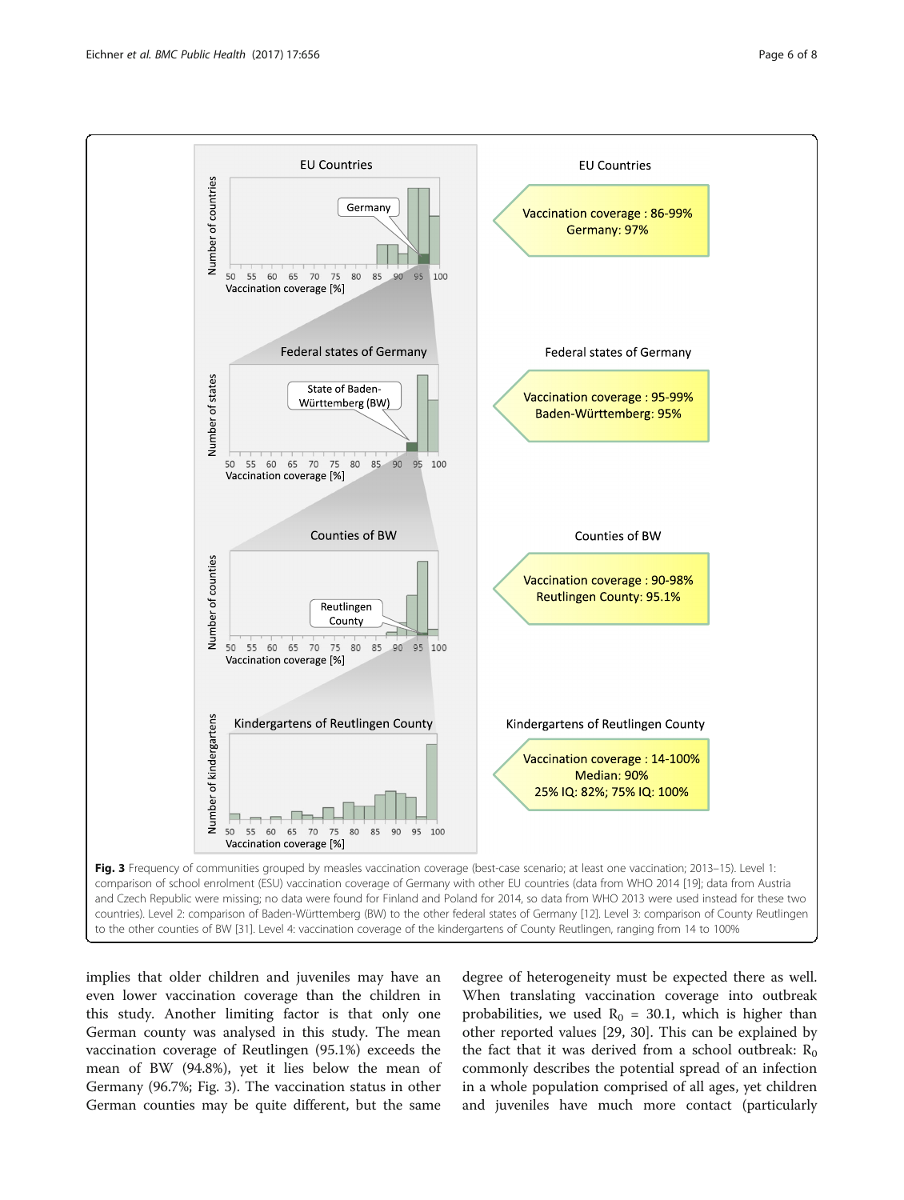**Fig. 3** Frequency of communities grouped by measles vaccination coverage (best-case scenario; at least one vaccination; 2013–15). Level 1: comparison of school enrolment (ESU) vaccination coverage of Germany with other EU countries (data from WHO 2014 [19]; data from Austria and Czech Republic were missing; no data were found for Finland and Poland for 2014, so data from WHO 2013 were used instead for these two countries). Level 2: comparison of Baden-Württemberg (BW) to the other federal states of Germany [12]. Level 3: comparison of County Reutlingen to the other counties of BW [31]. Level 4: vaccination coverage of the kindergartens of County Reutlingen, ranging from 14 to 100%

implies that older children and juveniles may have an even lower vaccination coverage than the children in this study. Another limiting factor is that only one German county was analysed in this study. The mean vaccination coverage of Reutlingen (95.1%) exceeds the mean of BW (94.8%), yet it lies below the mean of Germany (96.7%; Fig. 3). The vaccination status in other German counties may be quite different, but the same degree of heterogeneity must be expected there as well. When translating vaccination coverage into outbreak probabilities, we used $R_0 = 30.1$, which is higher than other reported values [29, 30]. This can be explained by the fact that it was derived from a school outbreak: $R_0$ commonly describes the potential spread of an infection in a whole population comprised of all ages, yet children and juveniles have much more contact (particularly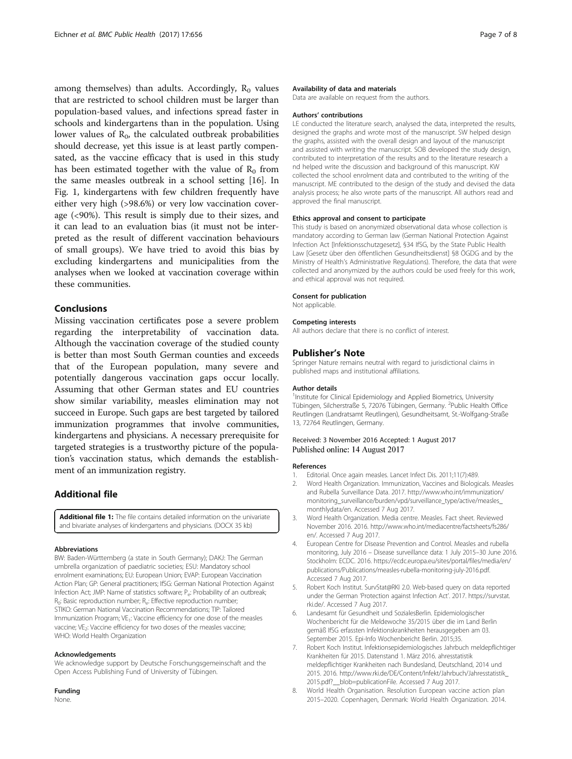among themselves) than adults. Accordingly, $R_0$ values that are restricted to school children must be larger than population-based values, and infections spread faster in schools and kindergartens than in the population. Using lower values of $R_0$, the calculated outbreak probabilities should decrease, yet this issue is at least partly compensated, as the vaccine efficacy that is used in this study has been estimated together with the value of $R_0$ from the same measles outbreak in a school setting [16]. In Fig. 1, kindergartens with few children frequently have either very high (>98.6%) or very low vaccination coverage (<90%). This result is simply due to their sizes, and it can lead to an evaluation bias (it must not be interpreted as the result of different vaccination behaviours of small groups). We have tried to avoid this bias by excluding kindergartens and municipalities from the analyses when we looked at vaccination coverage within these communities.

## Conclusions

Missing vaccination certificates pose a severe problem regarding the interpretability of vaccination data. Although the vaccination coverage of the studied county is better than most South German counties and exceeds that of the European population, many severe and potentially dangerous vaccination gaps occur locally. Assuming that other German states and EU countries show similar variability, measles elimination may not succeed in Europe. Such gaps are best targeted by tailored immunization programmes that involve communities, kindergartens and physicians. A necessary prerequisite for targeted strategies is a trustworthy picture of the population's vaccination status, which demands the establishment of an immunization registry.

## Additional file

**Additional file 1:** The file contains detailed information on the univariate and bivariate analyses of kindergartens and physicians. (DOCX 35 kb)

#### Abbreviations

BW: Baden-Württemberg (a state in South Germany); DAKJ: The German umbrella organization of paediatric societies; ESU: Mandatory school enrolment examinations; EU: European Union; EVAP: European Vaccination Action Plan; GP: General practitioners; IfSG: German National Protection Against Infection Act; JMP: Name of statistics software; $P_e$: Probability of an outbreak; $R_0$: Basic reproduction number; $R_e$: Effective reproduction number; STIKO: German National Vaccination Recommendations; TIP: Tailored Immunization Program; $VE_1$: Vaccine efficiency for one dose of the measles vaccine; $VE_2$: Vaccine efficiency for two doses of the measles vaccine; WHO: World Health Organization

#### Acknowledgements

We acknowledge support by Deutsche Forschungsgemeinschaft and the Open Access Publishing Fund of University of Tübingen.

#### Funding

None.

#### Availability of data and materials

Data are available on request from the authors.

#### Authors' contributions

LE conducted the literature search, analysed the data, interpreted the results, designed the graphs and wrote most of the manuscript. SW helped design the graphs, assisted with the overall design and layout of the manuscript and assisted with writing the manuscript. SOB developed the study design, contributed to interpretation of the results and to the literature research a nd helped write the discussion and background of this manuscript. KW collected the school enrolment data and contributed to the writing of the manuscript. ME contributed to the design of the study and devised the data analysis process; he also wrote parts of the manuscript. All authors read and approved the final manuscript.

#### Ethics approval and consent to participate

This study is based on anonymized observational data whose collection is mandatory according to German law (German National Protection Against Infection Act [Infektionsschutzgesetz], §34 IfSG, by the State Public Health Law [Gesetz über den öffentlichen Gesundheitsdienst] §8 ÖGDG and by the Ministry of Health's Administrative Regulations). Therefore, the data that were collected and anonymized by the authors could be used freely for this work, and ethical approval was not required.

#### Consent for publication

Not applicable.

#### Competing interests

All authors declare that there is no conflict of interest.

## Publisher's Note

Springer Nature remains neutral with regard to jurisdictional claims in published maps and institutional affiliations.

#### Author details

[1]Institute for Clinical Epidemiology and Applied Biometrics, University Tübingen, Silcherstraße 5, 72076 Tübingen, Germany. [2]Public Health Office Reutlingen (Landratsamt Reutlingen), Gesundheitsamt, St.-Wolfgang-Straße 13, 72764 Reutlingen, Germany.

Received: 3 November 2016 Accepted: 1 August 2017
Published online: 14 August 2017

#### References

1. Editorial. Once again measles. Lancet Infect Dis. 2011;11(7):489.
2. Word Health Organization. Immunization, Vaccines and Biologicals. Measles and Rubella Surveillance Data. 2017. http://www.who.int/immunization/monitoring_surveillance/burden/vpd/surveillance_type/active/measles_monthlydata/en. Accessed 7 Aug 2017.
3. Word Health Organization. Media centre. Measles. Fact sheet. Reviewed November 2016. 2016. http://www.who.int/mediacentre/factsheets/fs286/en/. Accessed 7 Aug 2017.
4. European Centre for Disease Prevention and Control. Measles and rubella monitoring, July 2016 – Disease surveillance data: 1 July 2015–30 June 2016. Stockholm: ECDC. 2016. https://ecdc.europa.eu/sites/portal/files/media/en/publications/Publications/measles-rubella-monitoring-july-2016.pdf. Accessed 7 Aug 2017.
5. Robert Koch Institut. SurvStat@RKI 2.0. Web-based query on data reported under the German 'Protection against Infection Act'. 2017. https://survstat.rki.de/. Accessed 7 Aug 2017.
6. Landesamt für Gesundheit und SozialesBerlin. Epidemiologischer Wochenbericht für die Meldewoche 35/2015 über die im Land Berlin gemäß IfSG erfassten Infektionskrankheiten herausgegeben am 03. September 2015. Epi-Info Wochenbericht Berlin. 2015;35.
7. Robert Koch Institut. Infektionsepidemiologisches Jahrbuch meldepflichtiger Krankheiten für 2015. Datenstand 1. März 2016. ahresstatistik meldepflichtiger Krankheiten nach Bundesland, Deutschland, 2014 und 2015. 2016. http://www.rki.de/DE/Content/Infekt/Jahrbuch/Jahresstatistik_2015.pdf?__blob=publicationFile. Accessed 7 Aug 2017.
8. World Health Organisation. Resolution European vaccine action plan 2015–2020. Copenhagen, Denmark: World Health Organization. 2014.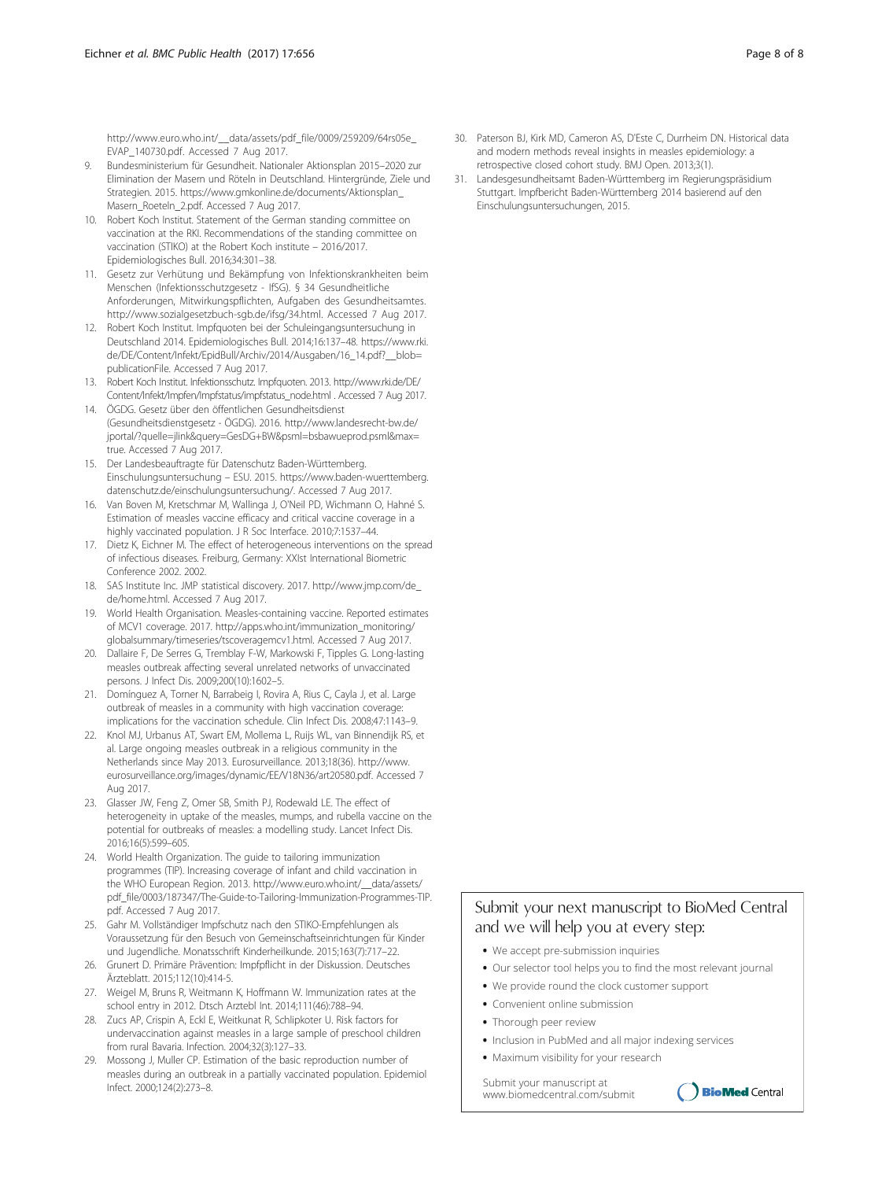http://www.euro.who.int/__data/assets/pdf_file/0009/259209/64rs05e_EVAP_140730.pdf. Accessed 7 Aug 2017.

9. Bundesministerium für Gesundheit. Nationaler Aktionsplan 2015–2020 zur Elimination der Masern und Röteln in Deutschland. Hintergründe, Ziele und Strategien. 2015. https://www.gmkonline.de/documents/Aktionsplan_Masern_Roeteln_2.pdf. Accessed 7 Aug 2017.
10. Robert Koch Institut. Statement of the German standing committee on vaccination at the RKI. Recommendations of the standing committee on vaccination (STIKO) at the Robert Koch institute – 2016/2017. Epidemiologisches Bull. 2016;34:301–38.
11. Gesetz zur Verhütung und Bekämpfung von Infektionskrankheiten beim Menschen (Infektionsschutzgesetz - IfSG). § 34 Gesundheitliche Anforderungen, Mitwirkungspflichten, Aufgaben des Gesundheitsamtes. http://www.sozialgesetzbuch-sgb.de/ifsg/34.html. Accessed 7 Aug 2017.
12. Robert Koch Institut. Impfquoten bei der Schuleingangsuntersuchung in Deutschland 2014. Epidemiologisches Bull. 2014;16:137–48. https://www.rki.de/DE/Content/Infekt/EpidBull/Archiv/2014/Ausgaben/16_14.pdf?__blob=publicationFile. Accessed 7 Aug 2017.
13. Robert Koch Institut. Infektionsschutz. Impfquoten. 2013. http://www.rki.de/DE/Content/Infekt/Impfen/Impfstatus/impfstatus_node.html . Accessed 7 Aug 2017.
14. ÖGDG. Gesetz über den öffentlichen Gesundheitsdienst (Gesundheitsdienstgesetz - ÖGDG). 2016. http://www.landesrecht-bw.de/jportal/?quelle=jlink&query=GesDG+BW&psml=bsbawueprod.psml&max=true. Accessed 7 Aug 2017.
15. Der Landesbeauftragte für Datenschutz Baden-Württemberg. Einschulungsuntersuchung – ESU. 2015. https://www.baden-wuerttemberg.datenschutz.de/einschulungsuntersuchung/. Accessed 7 Aug 2017.
16. Van Boven M, Kretschmar M, Wallinga J, O'Neil PD, Wichmann O, Hahné S. Estimation of measles vaccine efficacy and critical vaccine coverage in a highly vaccinated population. J R Soc Interface. 2010;7:1537–44.
17. Dietz K, Eichner M. The effect of heterogeneous interventions on the spread of infectious diseases. Freiburg, Germany: XXIst International Biometric Conference 2002. 2002.
18. SAS Institute Inc. JMP statistical discovery. 2017. http://www.jmp.com/de_de/home.html. Accessed 7 Aug 2017.
19. World Health Organisation. Measles-containing vaccine. Reported estimates of MCV1 coverage. 2017. http://apps.who.int/immunization_monitoring/globalsummary/timeseries/tscoveragemcv1.html. Accessed 7 Aug 2017.
20. Dallaire F, De Serres G, Tremblay F-W, Markowski F, Tipples G. Long-lasting measles outbreak affecting several unrelated networks of unvaccinated persons. J Infect Dis. 2009;200(10):1602–5.
21. Domínguez A, Torner N, Barrabeig I, Rovira A, Rius C, Cayla J, et al. Large outbreak of measles in a community with high vaccination coverage: implications for the vaccination schedule. Clin Infect Dis. 2008;47:1143–9.
22. Knol MJ, Urbanus AT, Swart EM, Mollema L, Ruijs WL, van Binnendijk RS, et al. Large ongoing measles outbreak in a religious community in the Netherlands since May 2013. Eurosurveillance. 2013;18(36). http://www.eurosurveillance.org/images/dynamic/EE/V18N36/art20580.pdf. Accessed 7 Aug 2017.
23. Glasser JW, Feng Z, Omer SB, Smith PJ, Rodewald LE. The effect of heterogeneity in uptake of the measles, mumps, and rubella vaccine on the potential for outbreaks of measles: a modelling study. Lancet Infect Dis. 2016;16(5):599–605.
24. World Health Organization. The guide to tailoring immunization programmes (TIP). Increasing coverage of infant and child vaccination in the WHO European Region. 2013. http://www.euro.who.int/__data/assets/pdf_file/0003/187347/The-Guide-to-Tailoring-Immunization-Programmes-TIP.pdf. Accessed 7 Aug 2017.
25. Gahr M. Vollständiger Impfschutz nach den STIKO-Empfehlungen als Voraussetzung für den Besuch von Gemeinschaftseinrichtungen für Kinder und Jugendliche. Monatsschrift Kinderheilkunde. 2015;163(7):717–22.
26. Grunert D. Primäre Prävention: Impfpflicht in der Diskussion. Deutsches Ärzteblatt. 2015;112(10):414-5.
27. Weigel M, Bruns R, Weitmann K, Hoffmann W. Immunization rates at the school entry in 2012. Dtsch Arztebl Int. 2014;111(46):788–94.
28. Zucs AP, Crispin A, Eckl E, Weitkunat R, Schlipkoter U. Risk factors for undervaccination against measles in a large sample of preschool children from rural Bavaria. Infection. 2004;32(3):127–33.
29. Mossong J, Muller CP. Estimation of the basic reproduction number of measles during an outbreak in a partially vaccinated population. Epidemiol Infect. 2000;124(2):273–8.
30. Paterson BJ, Kirk MD, Cameron AS, D'Este C, Durrheim DN. Historical data and modern methods reveal insights in measles epidemiology: a retrospective closed cohort study. BMJ Open. 2013;3(1).
31. Landesgesundheitsamt Baden-Württemberg im Regierungspräsidium Stuttgart. Impfbericht Baden-Württemberg 2014 basierend auf den Einschulungsuntersuchungen, 2015.

Submit your next manuscript to BioMed Central and we will help you at every step:

- We accept pre-submission inquiries
- Our selector tool helps you to find the most relevant journal
- We provide round the clock customer support
- Convenient online submission
- Thorough peer review
- Inclusion in PubMed and all major indexing services
- Maximum visibility for your research

Submit your manuscript at
www.biomedcentral.com/submit

BioMed Central